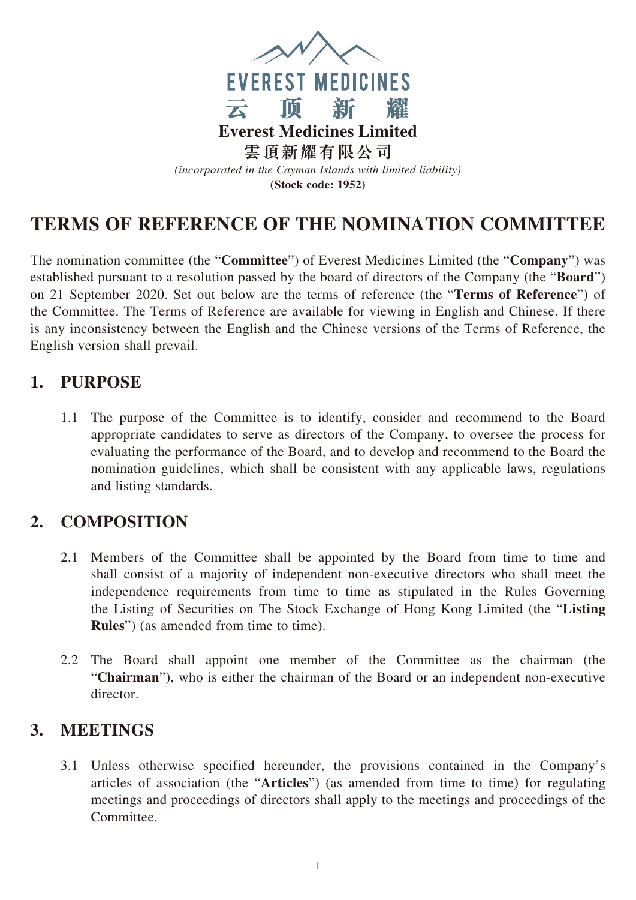EVEREST MEDICINES

云 顶 新 耀

**Everest Medicines Limited**

**雲頂新耀有限公司**

*(incorporated in the Cayman Islands with limited liability)*

**(Stock code: 1952)**

# TERMS OF REFERENCE OF THE NOMINATION COMMITTEE

The nomination committee (the "**Committee**") of Everest Medicines Limited (the "**Company**") was established pursuant to a resolution passed by the board of directors of the Company (the "**Board**") on 21 September 2020. Set out below are the terms of reference (the "**Terms of Reference**") of the Committee. The Terms of Reference are available for viewing in English and Chinese. If there is any inconsistency between the English and the Chinese versions of the Terms of Reference, the English version shall prevail.

## 1. PURPOSE

1.1 The purpose of the Committee is to identify, consider and recommend to the Board appropriate candidates to serve as directors of the Company, to oversee the process for evaluating the performance of the Board, and to develop and recommend to the Board the nomination guidelines, which shall be consistent with any applicable laws, regulations and listing standards.

## 2. COMPOSITION

2.1 Members of the Committee shall be appointed by the Board from time to time and shall consist of a majority of independent non-executive directors who shall meet the independence requirements from time to time as stipulated in the Rules Governing the Listing of Securities on The Stock Exchange of Hong Kong Limited (the "**Listing Rules**") (as amended from time to time).

2.2 The Board shall appoint one member of the Committee as the chairman (the "**Chairman**"), who is either the chairman of the Board or an independent non-executive director.

## 3. MEETINGS

3.1 Unless otherwise specified hereunder, the provisions contained in the Company's articles of association (the "**Articles**") (as amended from time to time) for regulating meetings and proceedings of directors shall apply to the meetings and proceedings of the Committee.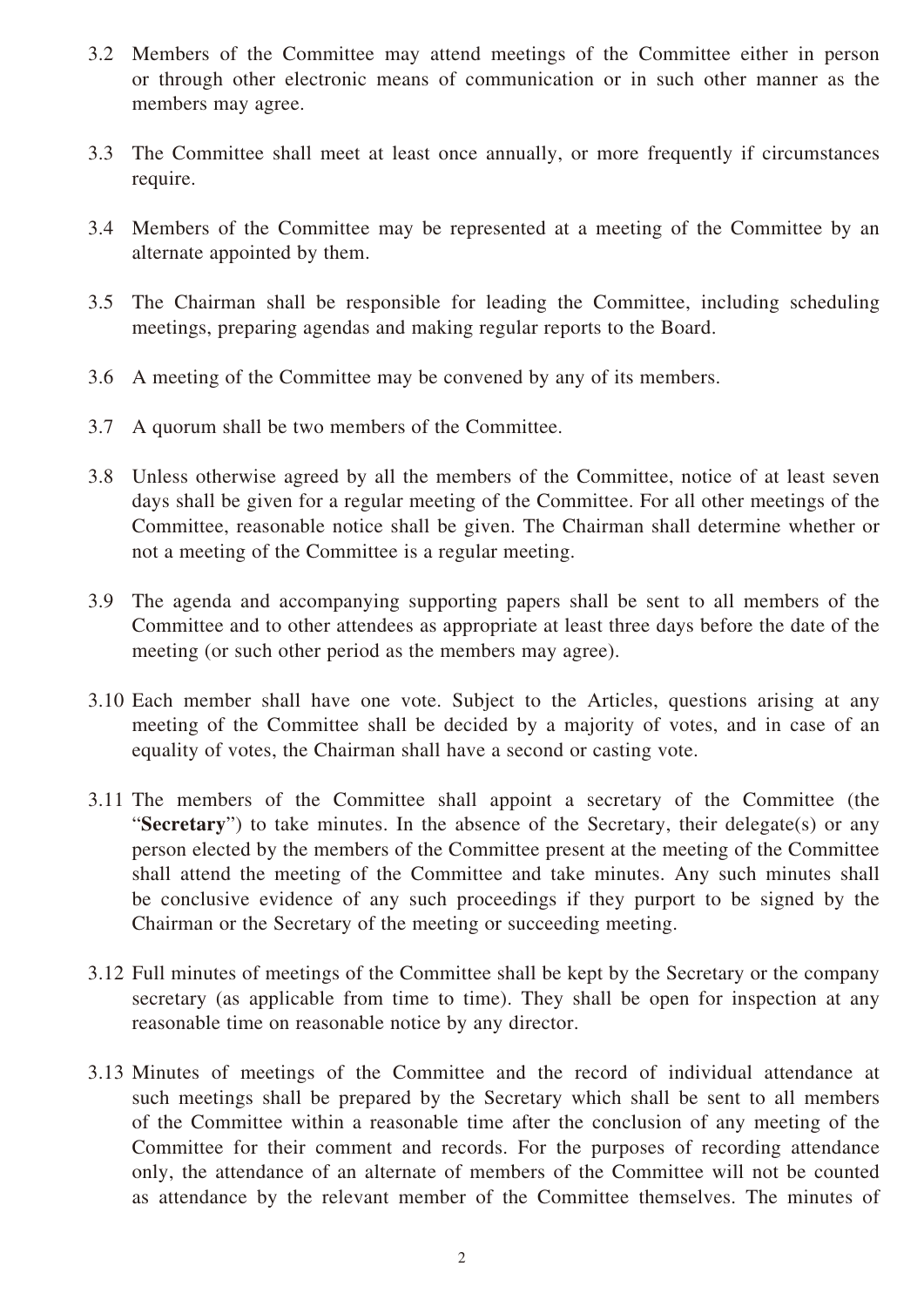3.2 Members of the Committee may attend meetings of the Committee either in person or through other electronic means of communication or in such other manner as the members may agree.

3.3 The Committee shall meet at least once annually, or more frequently if circumstances require.

3.4 Members of the Committee may be represented at a meeting of the Committee by an alternate appointed by them.

3.5 The Chairman shall be responsible for leading the Committee, including scheduling meetings, preparing agendas and making regular reports to the Board.

3.6 A meeting of the Committee may be convened by any of its members.

3.7 A quorum shall be two members of the Committee.

3.8 Unless otherwise agreed by all the members of the Committee, notice of at least seven days shall be given for a regular meeting of the Committee. For all other meetings of the Committee, reasonable notice shall be given. The Chairman shall determine whether or not a meeting of the Committee is a regular meeting.

3.9 The agenda and accompanying supporting papers shall be sent to all members of the Committee and to other attendees as appropriate at least three days before the date of the meeting (or such other period as the members may agree).

3.10 Each member shall have one vote. Subject to the Articles, questions arising at any meeting of the Committee shall be decided by a majority of votes, and in case of an equality of votes, the Chairman shall have a second or casting vote.

3.11 The members of the Committee shall appoint a secretary of the Committee (the "**Secretary**") to take minutes. In the absence of the Secretary, their delegate(s) or any person elected by the members of the Committee present at the meeting of the Committee shall attend the meeting of the Committee and take minutes. Any such minutes shall be conclusive evidence of any such proceedings if they purport to be signed by the Chairman or the Secretary of the meeting or succeeding meeting.

3.12 Full minutes of meetings of the Committee shall be kept by the Secretary or the company secretary (as applicable from time to time). They shall be open for inspection at any reasonable time on reasonable notice by any director.

3.13 Minutes of meetings of the Committee and the record of individual attendance at such meetings shall be prepared by the Secretary which shall be sent to all members of the Committee within a reasonable time after the conclusion of any meeting of the Committee for their comment and records. For the purposes of recording attendance only, the attendance of an alternate of members of the Committee will not be counted as attendance by the relevant member of the Committee themselves. The minutes of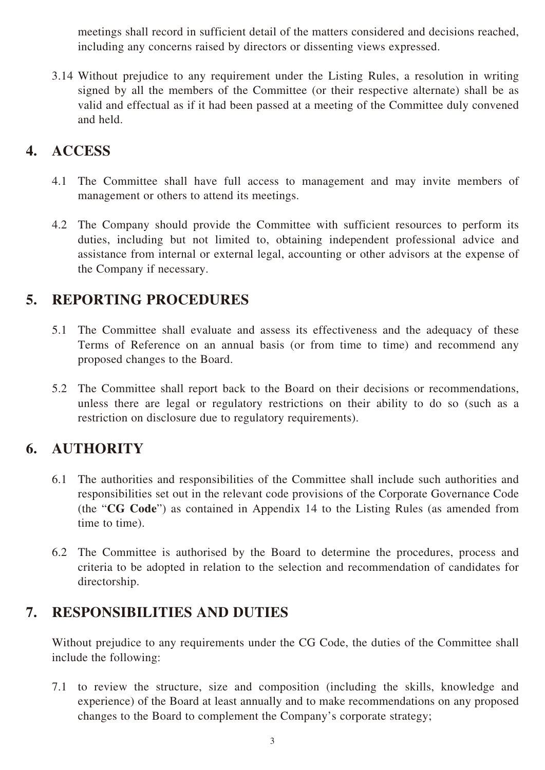meetings shall record in sufficient detail of the matters considered and decisions reached, including any concerns raised by directors or dissenting views expressed.

3.14 Without prejudice to any requirement under the Listing Rules, a resolution in writing signed by all the members of the Committee (or their respective alternate) shall be as valid and effectual as if it had been passed at a meeting of the Committee duly convened and held.

## 4. ACCESS

4.1 The Committee shall have full access to management and may invite members of management or others to attend its meetings.

4.2 The Company should provide the Committee with sufficient resources to perform its duties, including but not limited to, obtaining independent professional advice and assistance from internal or external legal, accounting or other advisors at the expense of the Company if necessary.

## 5. REPORTING PROCEDURES

5.1 The Committee shall evaluate and assess its effectiveness and the adequacy of these Terms of Reference on an annual basis (or from time to time) and recommend any proposed changes to the Board.

5.2 The Committee shall report back to the Board on their decisions or recommendations, unless there are legal or regulatory restrictions on their ability to do so (such as a restriction on disclosure due to regulatory requirements).

## 6. AUTHORITY

6.1 The authorities and responsibilities of the Committee shall include such authorities and responsibilities set out in the relevant code provisions of the Corporate Governance Code (the "**CG Code**") as contained in Appendix 14 to the Listing Rules (as amended from time to time).

6.2 The Committee is authorised by the Board to determine the procedures, process and criteria to be adopted in relation to the selection and recommendation of candidates for directorship.

## 7. RESPONSIBILITIES AND DUTIES

Without prejudice to any requirements under the CG Code, the duties of the Committee shall include the following:

7.1 to review the structure, size and composition (including the skills, knowledge and experience) of the Board at least annually and to make recommendations on any proposed changes to the Board to complement the Company's corporate strategy;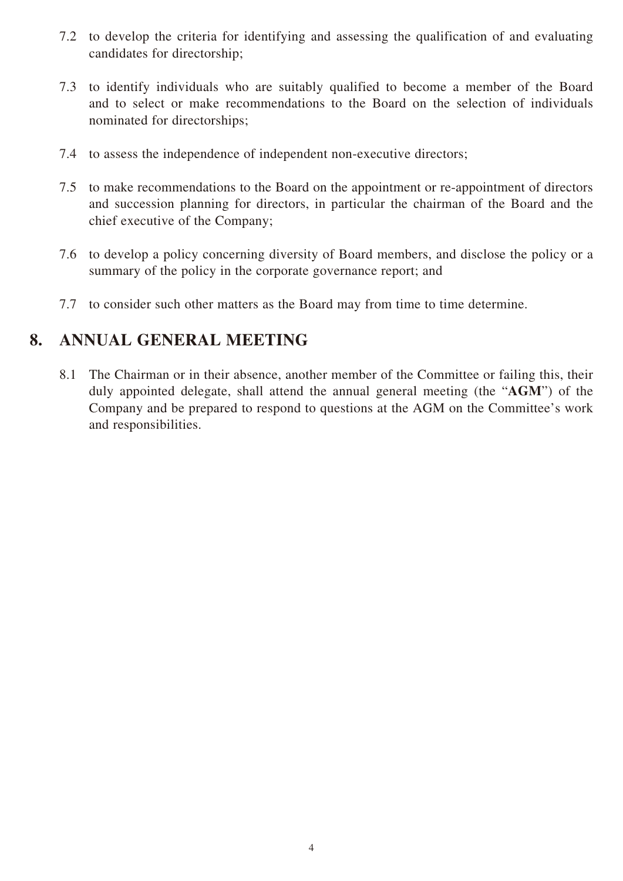7.2 to develop the criteria for identifying and assessing the qualification of and evaluating candidates for directorship;

7.3 to identify individuals who are suitably qualified to become a member of the Board and to select or make recommendations to the Board on the selection of individuals nominated for directorships;

7.4 to assess the independence of independent non-executive directors;

7.5 to make recommendations to the Board on the appointment or re-appointment of directors and succession planning for directors, in particular the chairman of the Board and the chief executive of the Company;

7.6 to develop a policy concerning diversity of Board members, and disclose the policy or a summary of the policy in the corporate governance report; and

7.7 to consider such other matters as the Board may from time to time determine.

## 8. ANNUAL GENERAL MEETING

8.1 The Chairman or in their absence, another member of the Committee or failing this, their duly appointed delegate, shall attend the annual general meeting (the "**AGM**") of the Company and be prepared to respond to questions at the AGM on the Committee's work and responsibilities.